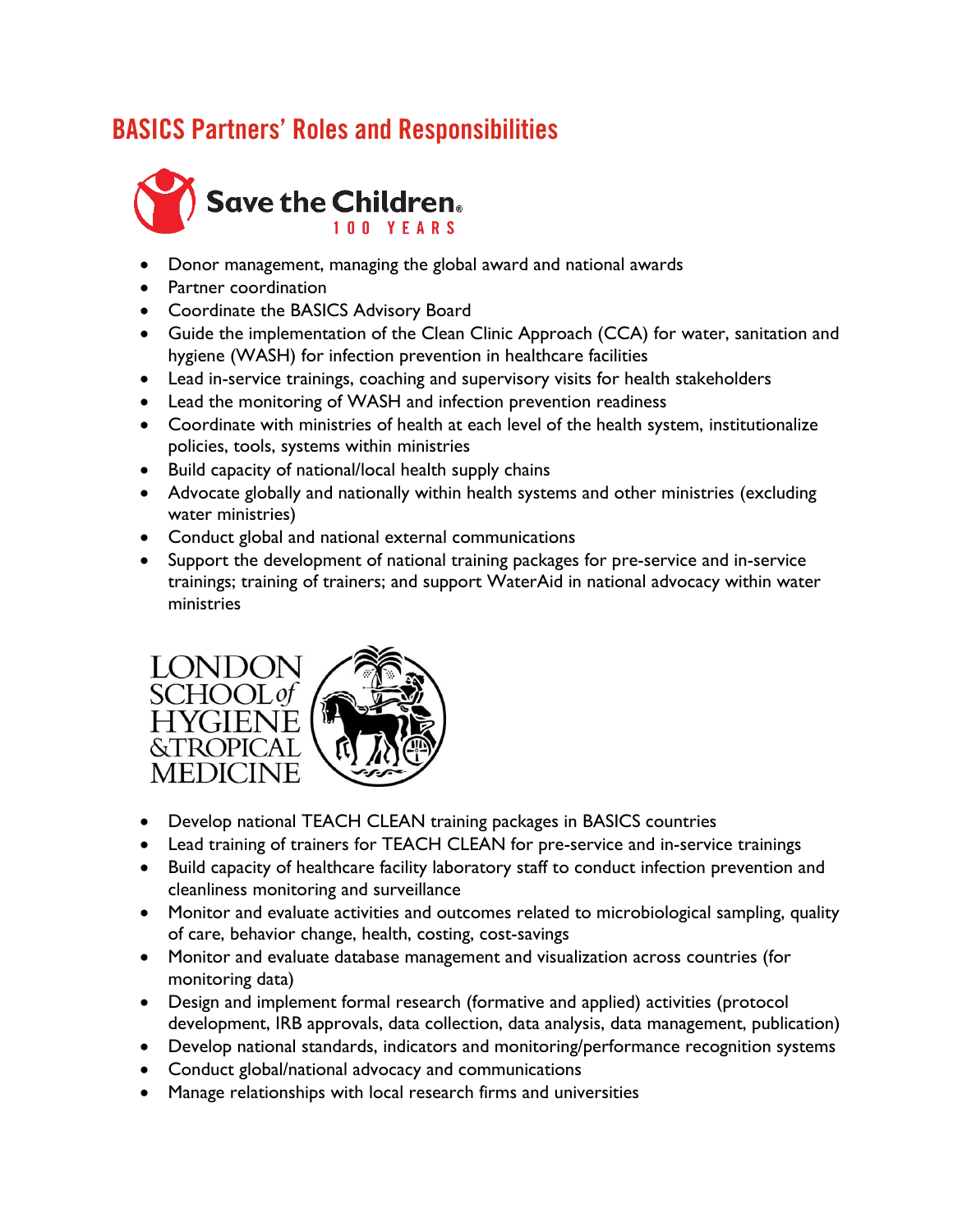# BASICS Partners' Roles and Responsibilities

## Save the Children 100 YEARS

- Donor management, managing the global award and national awards
- Partner coordination
- Coordinate the BASICS Advisory Board
- Guide the implementation of the Clean Clinic Approach (CCA) for water, sanitation and hygiene (WASH) for infection prevention in healthcare facilities
- Lead in-service trainings, coaching and supervisory visits for health stakeholders
- Lead the monitoring of WASH and infection prevention readiness
- Coordinate with ministries of health at each level of the health system, institutionalize policies, tools, systems within ministries
- Build capacity of national/local health supply chains
- Advocate globally and nationally within health systems and other ministries (excluding water ministries)
- Conduct global and national external communications
- Support the development of national training packages for pre-service and in-service trainings; training of trainers; and support WaterAid in national advocacy within water ministries

## LONDON SCHOOL of HYGIENE & TROPICAL MEDICINE

- Develop national TEACH CLEAN training packages in BASICS countries
- Lead training of trainers for TEACH CLEAN for pre-service and in-service trainings
- Build capacity of healthcare facility laboratory staff to conduct infection prevention and cleanliness monitoring and surveillance
- Monitor and evaluate activities and outcomes related to microbiological sampling, quality of care, behavior change, health, costing, cost-savings
- Monitor and evaluate database management and visualization across countries (for monitoring data)
- Design and implement formal research (formative and applied) activities (protocol development, IRB approvals, data collection, data analysis, data management, publication)
- Develop national standards, indicators and monitoring/performance recognition systems
- Conduct global/national advocacy and communications
- Manage relationships with local research firms and universities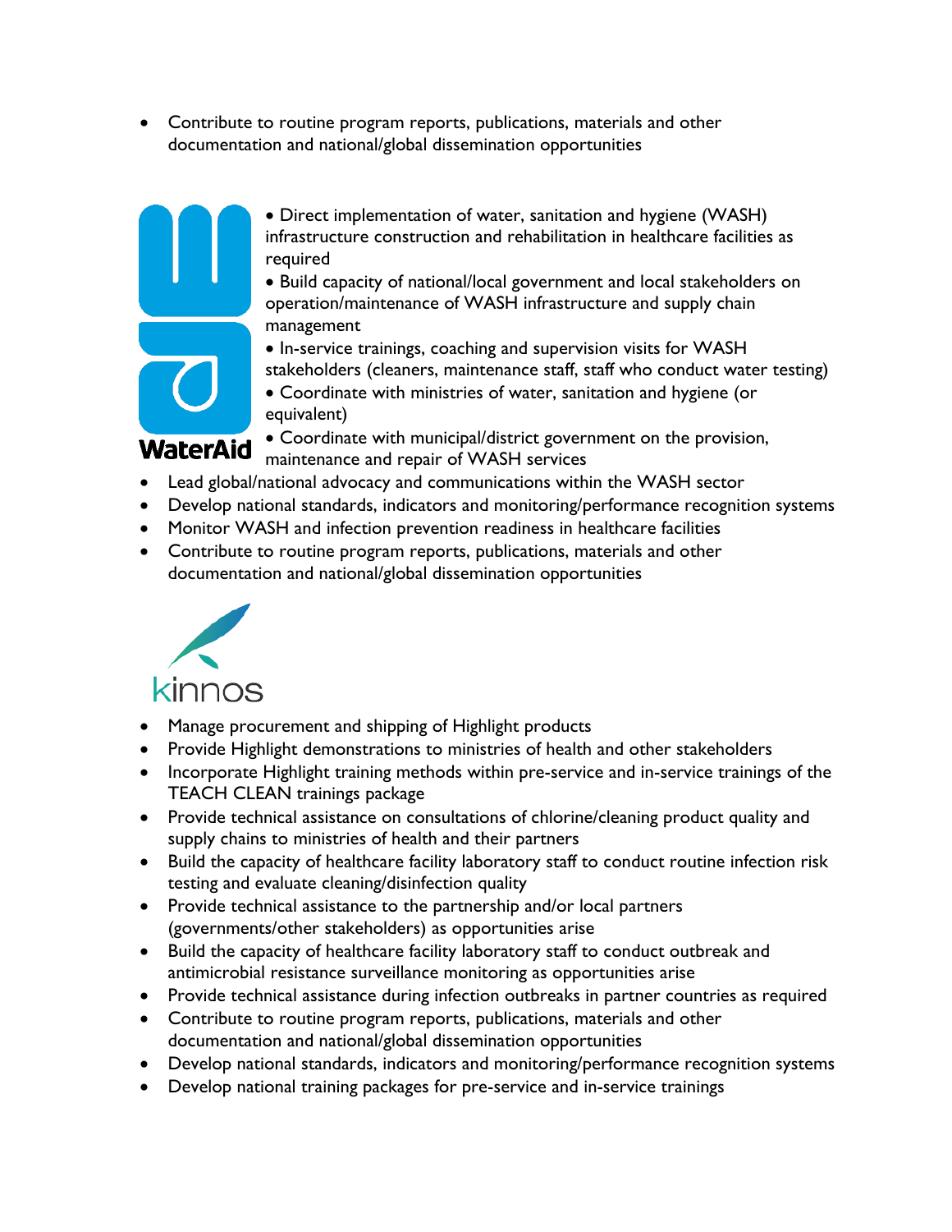- Contribute to routine program reports, publications, materials and other documentation and national/global dissemination opportunities

**WaterAid**

- Direct implementation of water, sanitation and hygiene (WASH) infrastructure construction and rehabilitation in healthcare facilities as required
- Build capacity of national/local government and local stakeholders on operation/maintenance of WASH infrastructure and supply chain management
- In-service trainings, coaching and supervision visits for WASH stakeholders (cleaners, maintenance staff, staff who conduct water testing)
- Coordinate with ministries of water, sanitation and hygiene (or equivalent)
- Coordinate with municipal/district government on the provision, maintenance and repair of WASH services
- Lead global/national advocacy and communications within the WASH sector
- Develop national standards, indicators and monitoring/performance recognition systems
- Monitor WASH and infection prevention readiness in healthcare facilities
- Contribute to routine program reports, publications, materials and other documentation and national/global dissemination opportunities

**kinnos**

- Manage procurement and shipping of Highlight products
- Provide Highlight demonstrations to ministries of health and other stakeholders
- Incorporate Highlight training methods within pre-service and in-service trainings of the TEACH CLEAN trainings package
- Provide technical assistance on consultations of chlorine/cleaning product quality and supply chains to ministries of health and their partners
- Build the capacity of healthcare facility laboratory staff to conduct routine infection risk testing and evaluate cleaning/disinfection quality
- Provide technical assistance to the partnership and/or local partners (governments/other stakeholders) as opportunities arise
- Build the capacity of healthcare facility laboratory staff to conduct outbreak and antimicrobial resistance surveillance monitoring as opportunities arise
- Provide technical assistance during infection outbreaks in partner countries as required
- Contribute to routine program reports, publications, materials and other documentation and national/global dissemination opportunities
- Develop national standards, indicators and monitoring/performance recognition systems
- Develop national training packages for pre-service and in-service trainings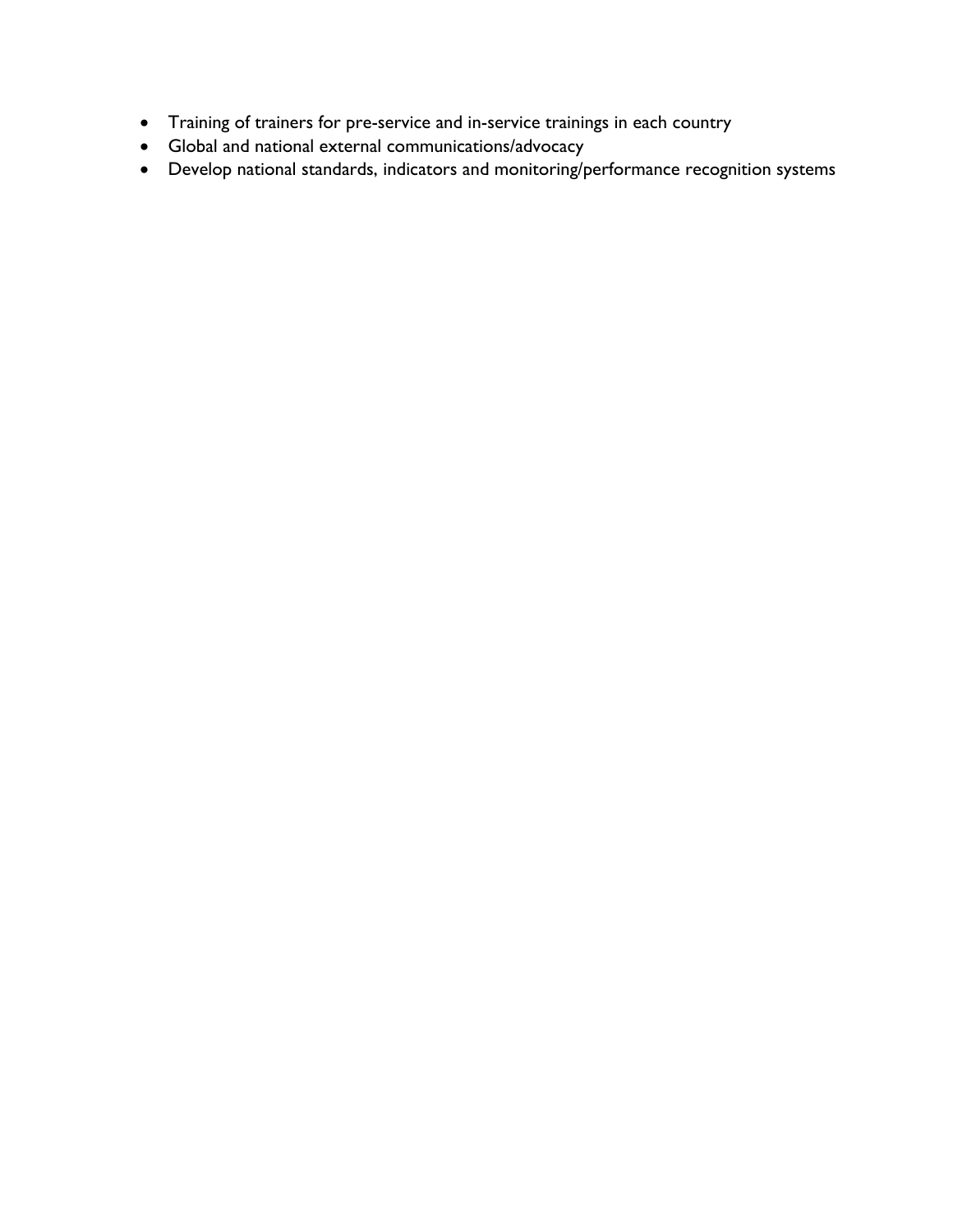- Training of trainers for pre-service and in-service trainings in each country
- Global and national external communications/advocacy
- Develop national standards, indicators and monitoring/performance recognition systems